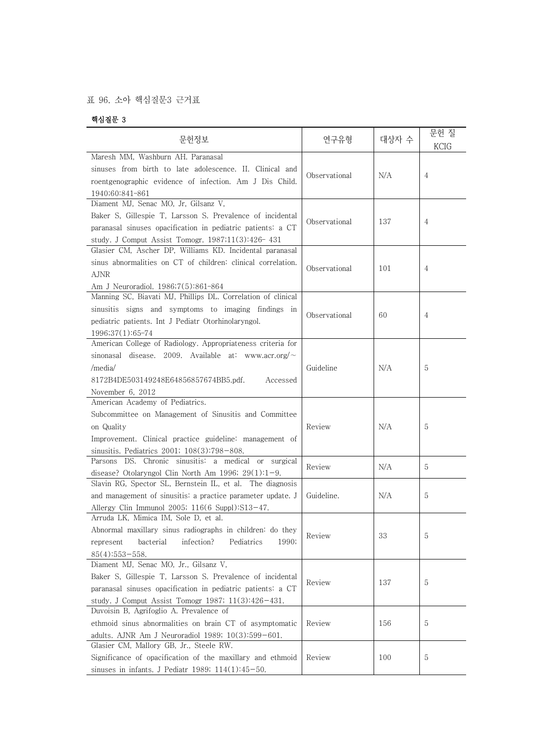표 96. 소아 핵심질문3 근거표

**핵심질문 3**

| 문헌정보 | 연구유형 | 대상자 수 | 문헌 질 KCIG |
|---|---|---|---|
| Maresh MM, Washburn AH. Paranasal sinuses from birth to late adolescence. II. Clinical and roentgenographic evidence of infection. Am J Dis Child. 1940;60:841-861 | Observational | N/A | 4 |
| Diament MJ, Senac MO, Jr, Gilsanz V, Baker S, Gillespie T, Larsson S. Prevalence of incidental paranasal sinuses opacification in pediatric patients: a CT study. J Comput Assist Tomogr. 1987;11(3):426- 431 | Observational | 137 | 4 |
| Glasier CM, Ascher DP, Williams KD. Incidental paranasal sinus abnormalities on CT of children: clinical correlation. AJNR Am J Neuroradiol. 1986;7(5):861-864 | Observational | 101 | 4 |
| Manning SC, Biavati MJ, Phillips DL. Correlation of clinical sinusitis signs and symptoms to imaging findings in pediatric patients. Int J Pediatr Otorhinolaryngol. 1996;37(1):65-74 | Observational | 60 | 4 |
| American College of Radiology. Appropriateness criteria for sinonasal disease. 2009. Available at: www.acr.org/~/media/8172B4DE503149248E64856857674BB5.pdf. Accessed November 6, 2012 | Guideline | N/A | 5 |
| American Academy of Pediatrics. Subcommittee on Management of Sinusitis and Committee on Quality Improvement. Clinical practice guideline: management of sinusitis. Pediatrics 2001; 108(3):798−808. | Review | N/A | 5 |
| Parsons DS. Chronic sinusitis: a medical or surgical disease? Otolaryngol Clin North Am 1996; 29(1):1−9. | Review | N/A | 5 |
| Slavin RG, Spector SL, Bernstein IL, et al. The diagnosis and management of sinusitis: a practice parameter update. J Allergy Clin Immunol 2005; 116(6 Suppl):S13−47. | Guideline. | N/A | 5 |
| Arruda LK, Mimica IM, Sole D, et al. Abnormal maxillary sinus radiographs in children: do they represent bacterial infection? Pediatrics 1990; 85(4):553−558. | Review | 33 | 5 |
| Diament MJ, Senac MO, Jr., Gilsanz V, Baker S, Gillespie T, Larsson S. Prevalence of incidental paranasal sinuses opacification in pediatric patients: a CT study. J Comput Assist Tomogr 1987; 11(3):426−431. | Review | 137 | 5 |
| Duvoisin B, Agrifoglio A. Prevalence of ethmoid sinus abnormalities on brain CT of asymptomatic adults. AJNR Am J Neuroradiol 1989; 10(3):599−601. | Review | 156 | 5 |
| Glasier CM, Mallory GB, Jr., Steele RW. Significance of opacification of the maxillary and ethmoid sinuses in infants. J Pediatr 1989; 114(1):45−50. | Review | 100 | 5 |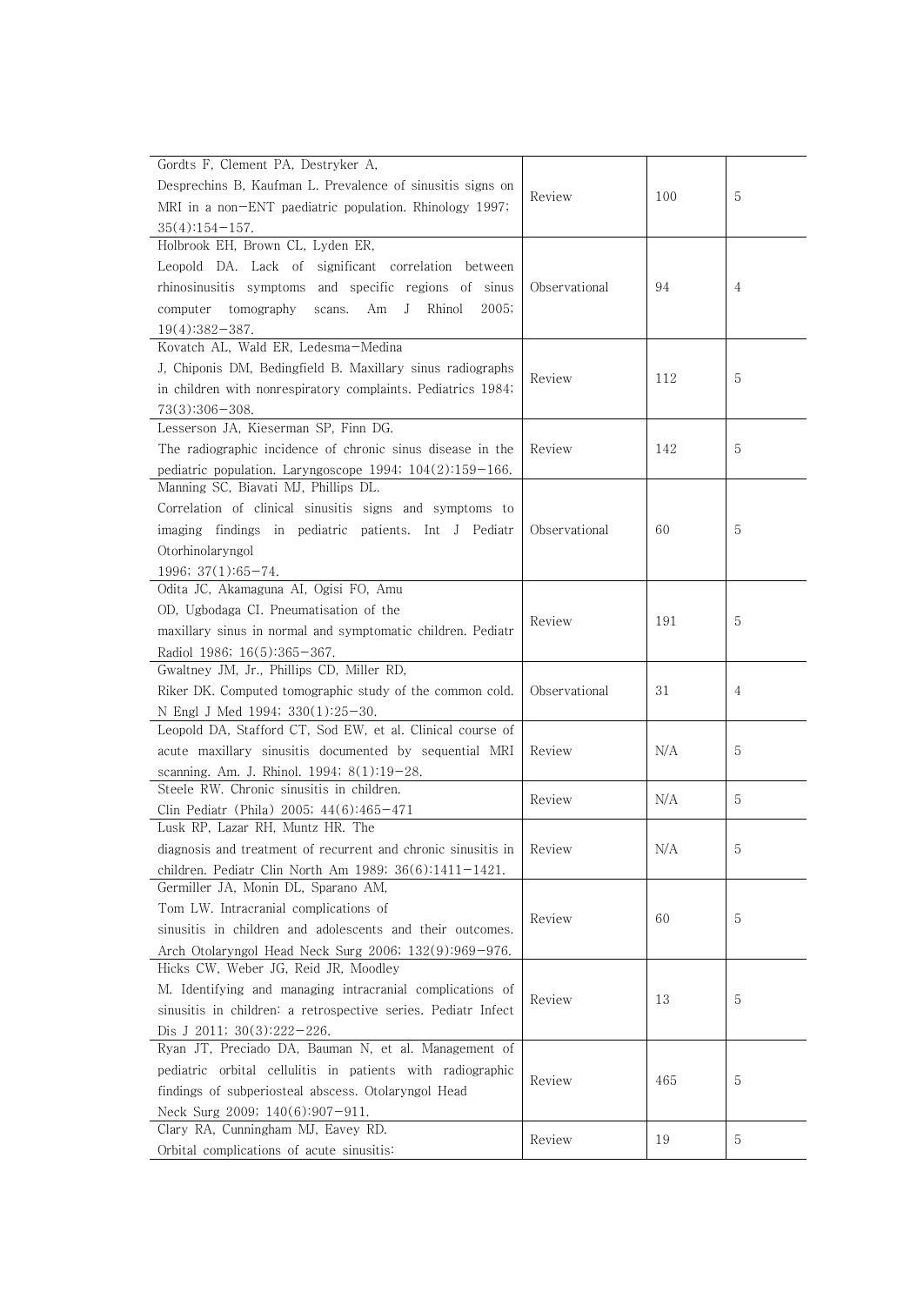| | | | |
|---|---|---|---|
| Gordts F, Clement PA, Destryker A, Desprechins B, Kaufman L. Prevalence of sinusitis signs on MRI in a non−ENT paediatric population. Rhinology 1997; 35(4):154−157. | Review | 100 | 5 |
| Holbrook EH, Brown CL, Lyden ER, Leopold DA. Lack of significant correlation between rhinosinusitis symptoms and specific regions of sinus computer tomography scans. Am J Rhinol 2005; 19(4):382−387. | Observational | 94 | 4 |
| Kovatch AL, Wald ER, Ledesma−Medina J, Chiponis DM, Bedingfield B. Maxillary sinus radiographs in children with nonrespiratory complaints. Pediatrics 1984; 73(3):306−308. | Review | 112 | 5 |
| Lesserson JA, Kieserman SP, Finn DG. The radiographic incidence of chronic sinus disease in the pediatric population. Laryngoscope 1994; 104(2):159−166. | Review | 142 | 5 |
| Manning SC, Biavati MJ, Phillips DL. Correlation of clinical sinusitis signs and symptoms to imaging findings in pediatric patients. Int J Pediatr Otorhinolaryngol 1996; 37(1):65−74. | Observational | 60 | 5 |
| Odita JC, Akamaguna AI, Ogisi FO, Amu OD, Ugbodaga CI. Pneumatisation of the maxillary sinus in normal and symptomatic children. Pediatr Radiol 1986; 16(5):365−367. | Review | 191 | 5 |
| Gwaltney JM, Jr., Phillips CD, Miller RD, Riker DK. Computed tomographic study of the common cold. N Engl J Med 1994; 330(1):25−30. | Observational | 31 | 4 |
| Leopold DA, Stafford CT, Sod EW, et al. Clinical course of acute maxillary sinusitis documented by sequential MRI scanning. Am. J. Rhinol. 1994; 8(1):19−28. | Review | N/A | 5 |
| Steele RW. Chronic sinusitis in children. Clin Pediatr (Phila) 2005; 44(6):465−471 | Review | N/A | 5 |
| Lusk RP, Lazar RH, Muntz HR. The diagnosis and treatment of recurrent and chronic sinusitis in children. Pediatr Clin North Am 1989; 36(6):1411−1421. | Review | N/A | 5 |
| Germiller JA, Monin DL, Sparano AM, Tom LW. Intracranial complications of sinusitis in children and adolescents and their outcomes. Arch Otolaryngol Head Neck Surg 2006; 132(9):969−976. | Review | 60 | 5 |
| Hicks CW, Weber JG, Reid JR, Moodley M. Identifying and managing intracranial complications of sinusitis in children: a retrospective series. Pediatr Infect Dis J 2011; 30(3):222−226. | Review | 13 | 5 |
| Ryan JT, Preciado DA, Bauman N, et al. Management of pediatric orbital cellulitis in patients with radiographic findings of subperiosteal abscess. Otolaryngol Head Neck Surg 2009; 140(6):907−911. | Review | 465 | 5 |
| Clary RA, Cunningham MJ, Eavey RD. Orbital complications of acute sinusitis: | Review | 19 | 5 |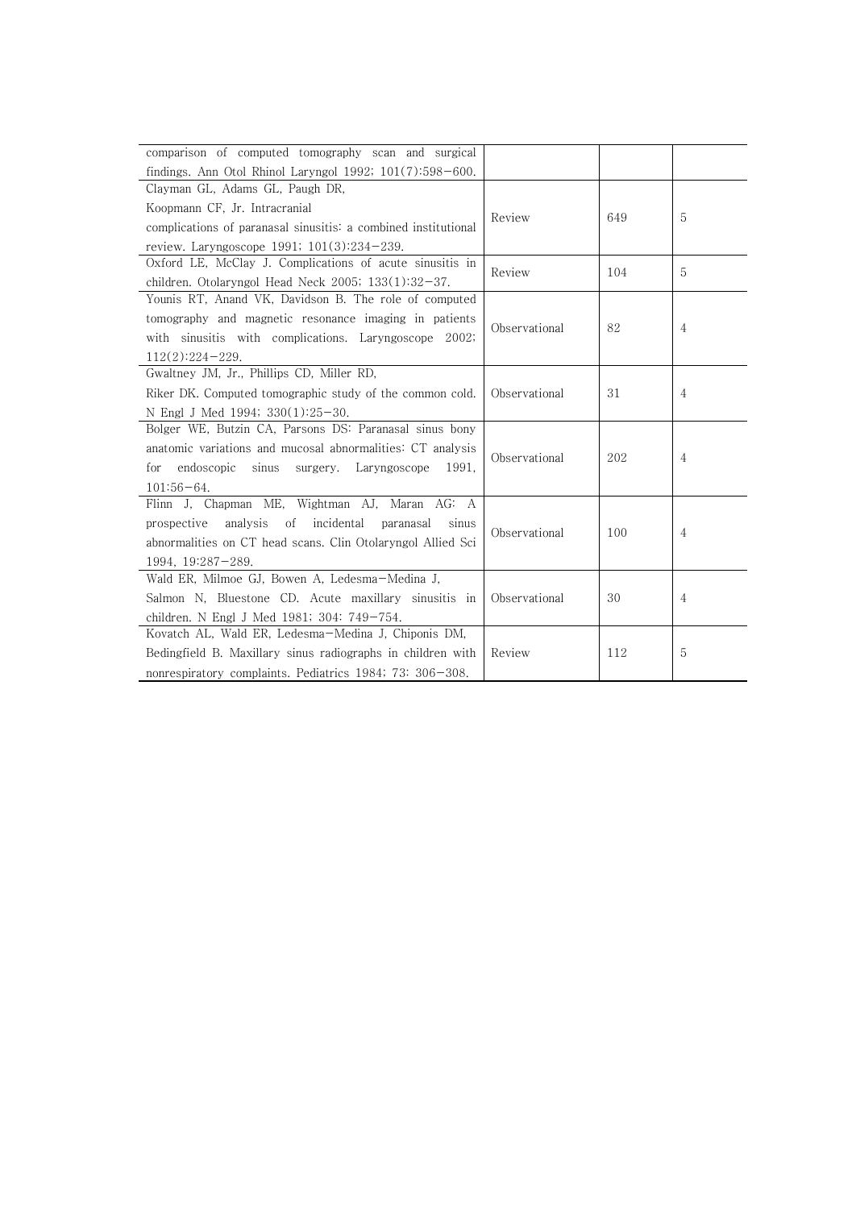| | | | |
|---|---|---|---|
| comparison of computed tomography scan and surgical findings. Ann Otol Rhinol Laryngol 1992; 101(7):598−600. | | | |
| Clayman GL, Adams GL, Paugh DR, Koopmann CF, Jr. Intracranial complications of paranasal sinusitis: a combined institutional review. Laryngoscope 1991; 101(3):234−239. | Review | 649 | 5 |
| Oxford LE, McClay J. Complications of acute sinusitis in children. Otolaryngol Head Neck 2005; 133(1):32−37. | Review | 104 | 5 |
| Younis RT, Anand VK, Davidson B. The role of computed tomography and magnetic resonance imaging in patients with sinusitis with complications. Laryngoscope 2002; 112(2):224−229. | Observational | 82 | 4 |
| Gwaltney JM, Jr., Phillips CD, Miller RD, Riker DK. Computed tomographic study of the common cold. N Engl J Med 1994; 330(1):25−30. | Observational | 31 | 4 |
| Bolger WE, Butzin CA, Parsons DS: Paranasal sinus bony anatomic variations and mucosal abnormalities: CT analysis for endoscopic sinus surgery. Laryngoscope 1991, 101:56−64. | Observational | 202 | 4 |
| Flinn J, Chapman ME, Wightman AJ, Maran AG: A prospective analysis of incidental paranasal sinus abnormalities on CT head scans. Clin Otolaryngol Allied Sci 1994, 19:287−289. | Observational | 100 | 4 |
| Wald ER, Milmoe GJ, Bowen A, Ledesma−Medina J, Salmon N, Bluestone CD. Acute maxillary sinusitis in children. N Engl J Med 1981; 304: 749−754. | Observational | 30 | 4 |
| Kovatch AL, Wald ER, Ledesma−Medina J, Chiponis DM, Bedingfield B. Maxillary sinus radiographs in children with nonrespiratory complaints. Pediatrics 1984; 73: 306−308. | Review | 112 | 5 |